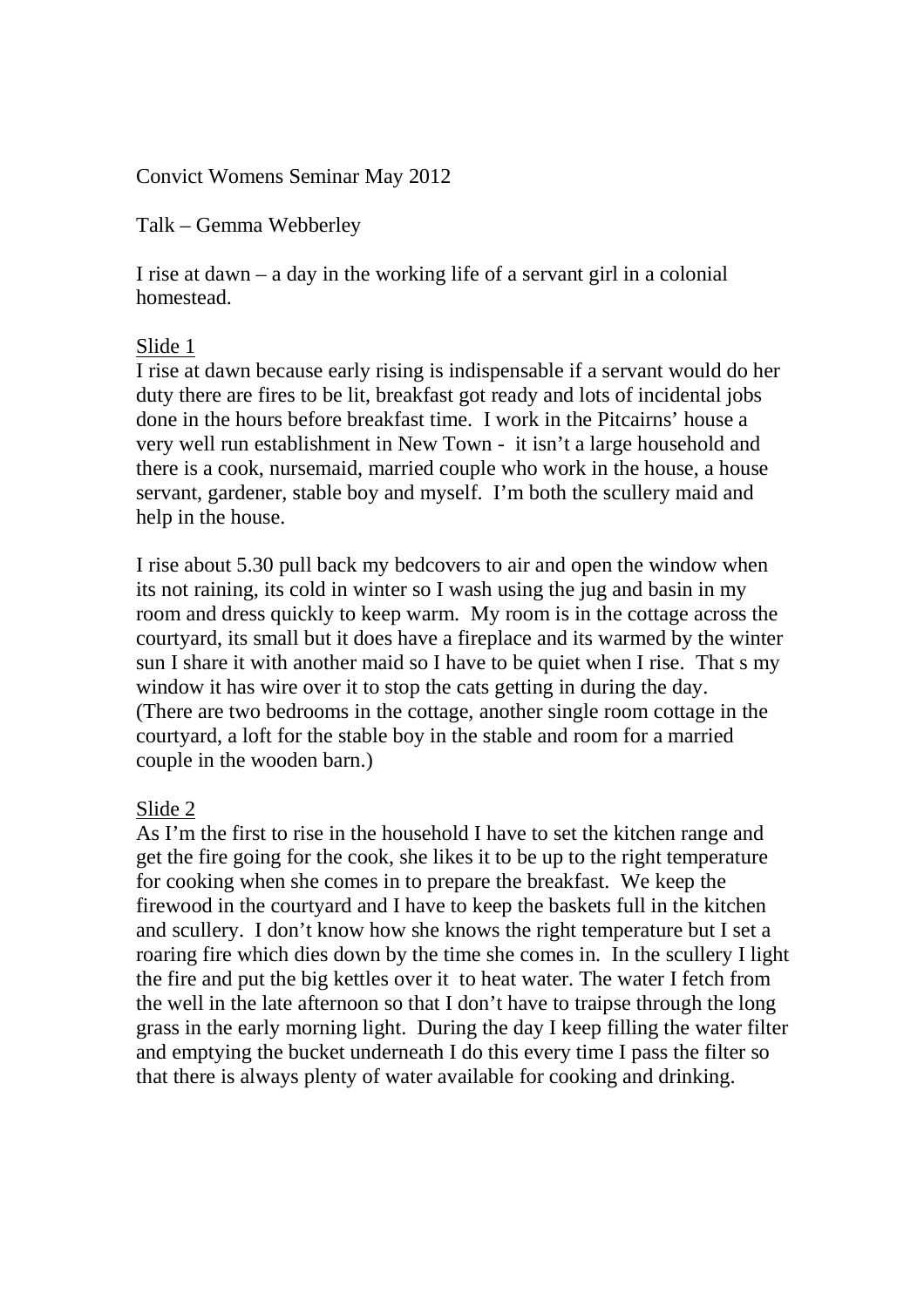Convict Womens Seminar May 2012

Talk – Gemma Webberley

I rise at dawn – a day in the working life of a servant girl in a colonial homestead.

<u>Slide 1</u>

I rise at dawn because early rising is indispensable if a servant would do her duty there are fires to be lit, breakfast got ready and lots of incidental jobs done in the hours before breakfast time. I work in the Pitcairns' house a very well run establishment in New Town - it isn't a large household and there is a cook, nursemaid, married couple who work in the house, a house servant, gardener, stable boy and myself. I'm both the scullery maid and help in the house.

I rise about 5.30 pull back my bedcovers to air and open the window when its not raining, its cold in winter so I wash using the jug and basin in my room and dress quickly to keep warm. My room is in the cottage across the courtyard, its small but it does have a fireplace and its warmed by the winter sun I share it with another maid so I have to be quiet when I rise. That s my window it has wire over it to stop the cats getting in during the day. (There are two bedrooms in the cottage, another single room cottage in the courtyard, a loft for the stable boy in the stable and room for a married couple in the wooden barn.)

<u>Slide 2</u>

As I'm the first to rise in the household I have to set the kitchen range and get the fire going for the cook, she likes it to be up to the right temperature for cooking when she comes in to prepare the breakfast. We keep the firewood in the courtyard and I have to keep the baskets full in the kitchen and scullery. I don't know how she knows the right temperature but I set a roaring fire which dies down by the time she comes in. In the scullery I light the fire and put the big kettles over it to heat water. The water I fetch from the well in the late afternoon so that I don't have to traipse through the long grass in the early morning light. During the day I keep filling the water filter and emptying the bucket underneath I do this every time I pass the filter so that there is always plenty of water available for cooking and drinking.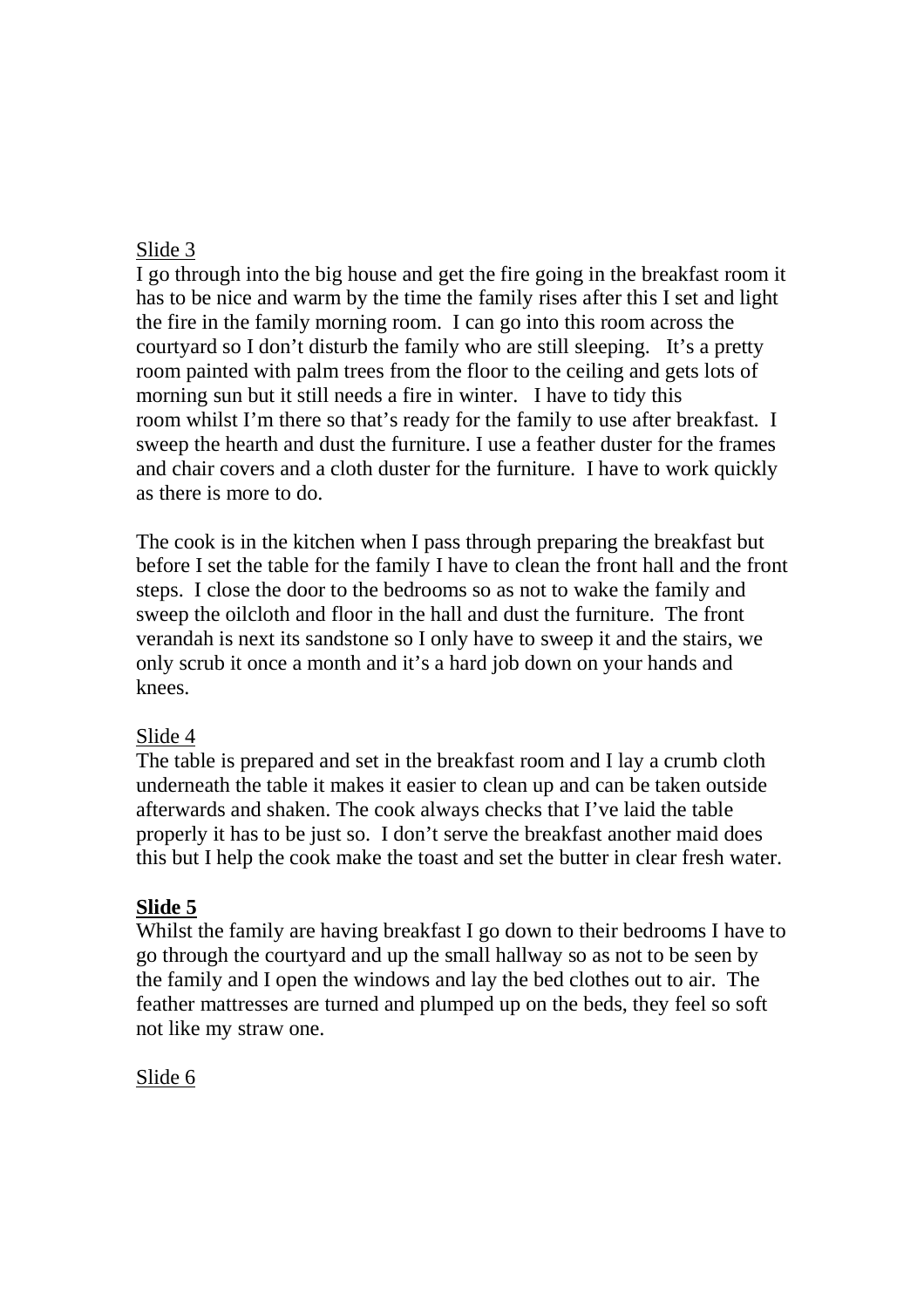<u>Slide 3</u>

I go through into the big house and get the fire going in the breakfast room it has to be nice and warm by the time the family rises after this I set and light the fire in the family morning room. I can go into this room across the courtyard so I don't disturb the family who are still sleeping. It's a pretty room painted with palm trees from the floor to the ceiling and gets lots of morning sun but it still needs a fire in winter. I have to tidy this room whilst I'm there so that's ready for the family to use after breakfast. I sweep the hearth and dust the furniture. I use a feather duster for the frames and chair covers and a cloth duster for the furniture. I have to work quickly as there is more to do.

The cook is in the kitchen when I pass through preparing the breakfast but before I set the table for the family I have to clean the front hall and the front steps. I close the door to the bedrooms so as not to wake the family and sweep the oilcloth and floor in the hall and dust the furniture. The front verandah is next its sandstone so I only have to sweep it and the stairs, we only scrub it once a month and it's a hard job down on your hands and knees.

<u>Slide 4</u>

The table is prepared and set in the breakfast room and I lay a crumb cloth underneath the table it makes it easier to clean up and can be taken outside afterwards and shaken. The cook always checks that I've laid the table properly it has to be just so. I don't serve the breakfast another maid does this but I help the cook make the toast and set the butter in clear fresh water.

**<u>Slide 5</u>**

Whilst the family are having breakfast I go down to their bedrooms I have to go through the courtyard and up the small hallway so as not to be seen by the family and I open the windows and lay the bed clothes out to air. The feather mattresses are turned and plumped up on the beds, they feel so soft not like my straw one.

<u>Slide 6</u>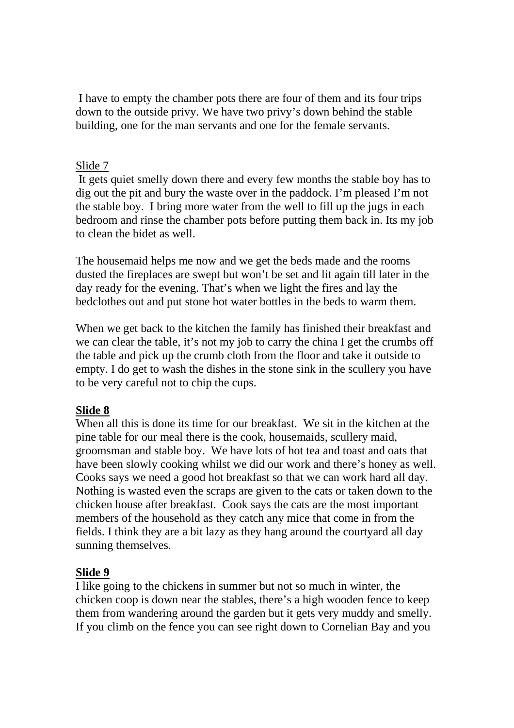I have to empty the chamber pots there are four of them and its four trips down to the outside privy. We have two privy's down behind the stable building, one for the man servants and one for the female servants.

Slide 7

It gets quiet smelly down there and every few months the stable boy has to dig out the pit and bury the waste over in the paddock. I'm pleased I'm not the stable boy. I bring more water from the well to fill up the jugs in each bedroom and rinse the chamber pots before putting them back in. Its my job to clean the bidet as well.

The housemaid helps me now and we get the beds made and the rooms dusted the fireplaces are swept but won't be set and lit again till later in the day ready for the evening. That's when we light the fires and lay the bedclothes out and put stone hot water bottles in the beds to warm them.

When we get back to the kitchen the family has finished their breakfast and we can clear the table, it's not my job to carry the china I get the crumbs off the table and pick up the crumb cloth from the floor and take it outside to empty. I do get to wash the dishes in the stone sink in the scullery you have to be very careful not to chip the cups.

**Slide 8**

When all this is done its time for our breakfast. We sit in the kitchen at the pine table for our meal there is the cook, housemaids, scullery maid, groomsman and stable boy. We have lots of hot tea and toast and oats that have been slowly cooking whilst we did our work and there's honey as well. Cooks says we need a good hot breakfast so that we can work hard all day. Nothing is wasted even the scraps are given to the cats or taken down to the chicken house after breakfast. Cook says the cats are the most important members of the household as they catch any mice that come in from the fields. I think they are a bit lazy as they hang around the courtyard all day sunning themselves.

**Slide 9**

I like going to the chickens in summer but not so much in winter, the chicken coop is down near the stables, there's a high wooden fence to keep them from wandering around the garden but it gets very muddy and smelly. If you climb on the fence you can see right down to Cornelian Bay and you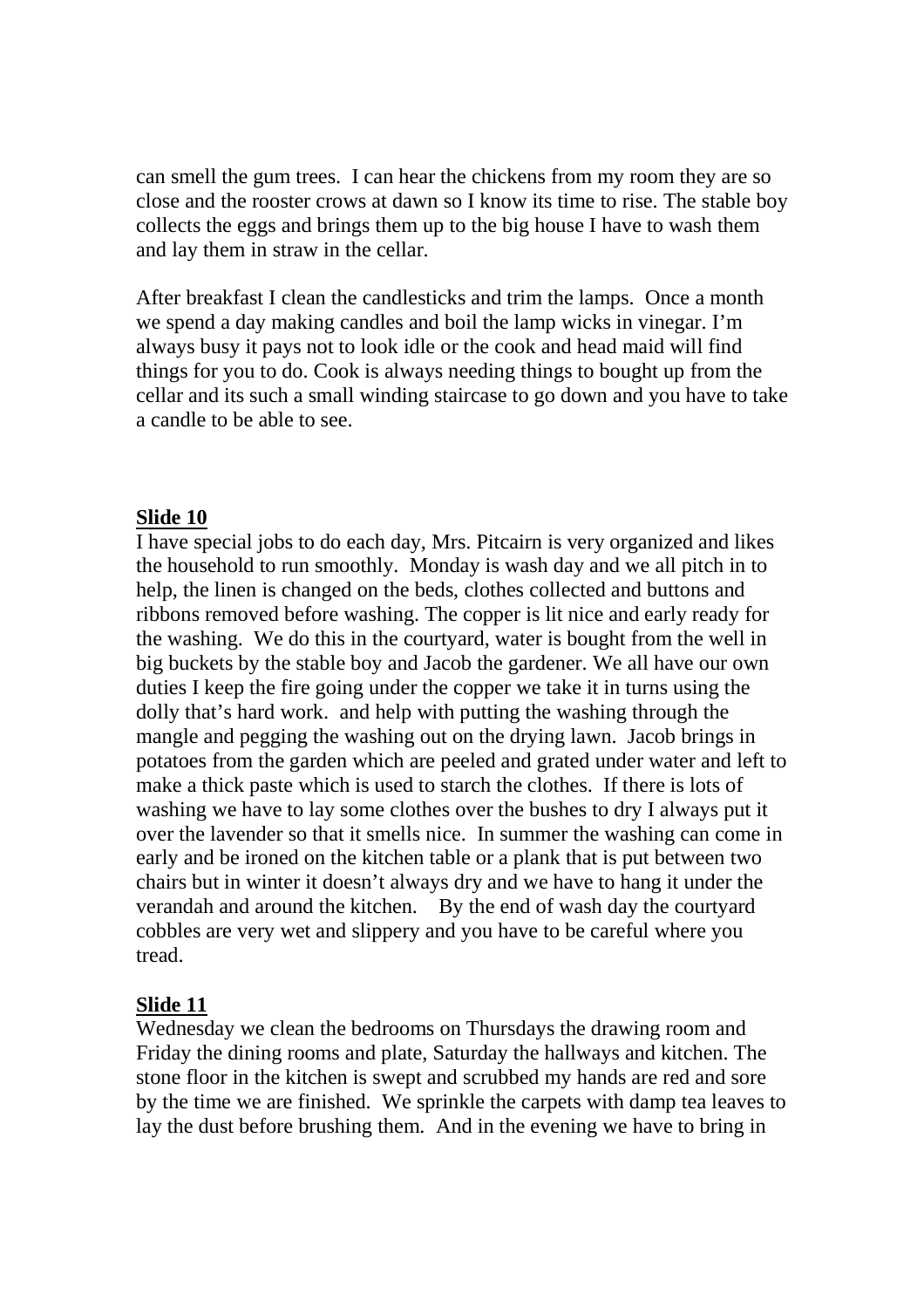can smell the gum trees. I can hear the chickens from my room they are so close and the rooster crows at dawn so I know its time to rise. The stable boy collects the eggs and brings them up to the big house I have to wash them and lay them in straw in the cellar.

After breakfast I clean the candlesticks and trim the lamps. Once a month we spend a day making candles and boil the lamp wicks in vinegar. I'm always busy it pays not to look idle or the cook and head maid will find things for you to do. Cook is always needing things to bought up from the cellar and its such a small winding staircase to go down and you have to take a candle to be able to see.

**Slide 10**

I have special jobs to do each day, Mrs. Pitcairn is very organized and likes the household to run smoothly. Monday is wash day and we all pitch in to help, the linen is changed on the beds, clothes collected and buttons and ribbons removed before washing. The copper is lit nice and early ready for the washing. We do this in the courtyard, water is bought from the well in big buckets by the stable boy and Jacob the gardener. We all have our own duties I keep the fire going under the copper we take it in turns using the dolly that's hard work. and help with putting the washing through the mangle and pegging the washing out on the drying lawn. Jacob brings in potatoes from the garden which are peeled and grated under water and left to make a thick paste which is used to starch the clothes. If there is lots of washing we have to lay some clothes over the bushes to dry I always put it over the lavender so that it smells nice. In summer the washing can come in early and be ironed on the kitchen table or a plank that is put between two chairs but in winter it doesn't always dry and we have to hang it under the verandah and around the kitchen. By the end of wash day the courtyard cobbles are very wet and slippery and you have to be careful where you tread.

**Slide 11**

Wednesday we clean the bedrooms on Thursdays the drawing room and Friday the dining rooms and plate, Saturday the hallways and kitchen. The stone floor in the kitchen is swept and scrubbed my hands are red and sore by the time we are finished. We sprinkle the carpets with damp tea leaves to lay the dust before brushing them. And in the evening we have to bring in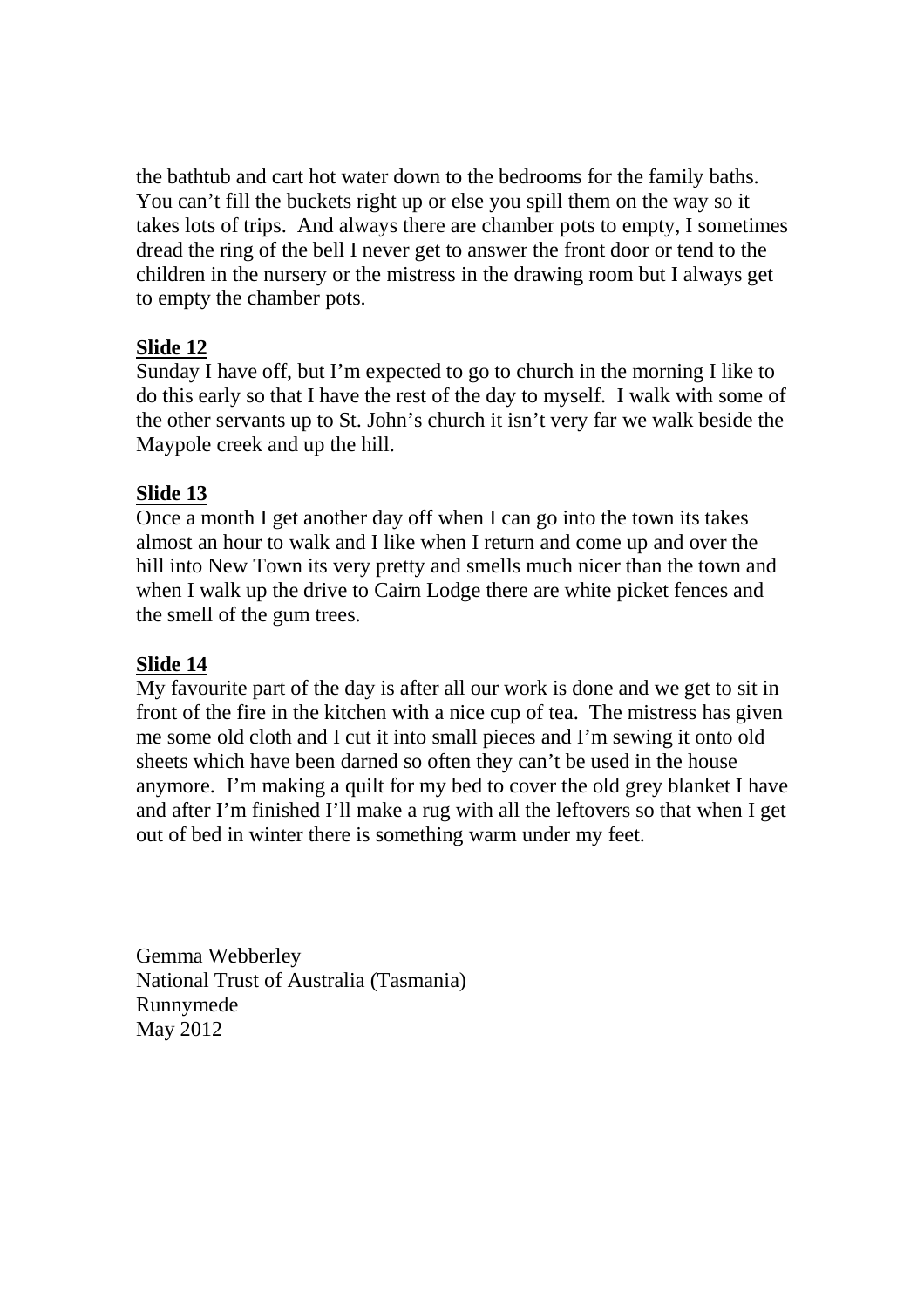the bathtub and cart hot water down to the bedrooms for the family baths. You can't fill the buckets right up or else you spill them on the way so it takes lots of trips. And always there are chamber pots to empty, I sometimes dread the ring of the bell I never get to answer the front door or tend to the children in the nursery or the mistress in the drawing room but I always get to empty the chamber pots.

**Slide 12**

Sunday I have off, but I'm expected to go to church in the morning I like to do this early so that I have the rest of the day to myself. I walk with some of the other servants up to St. John's church it isn't very far we walk beside the Maypole creek and up the hill.

**Slide 13**

Once a month I get another day off when I can go into the town its takes almost an hour to walk and I like when I return and come up and over the hill into New Town its very pretty and smells much nicer than the town and when I walk up the drive to Cairn Lodge there are white picket fences and the smell of the gum trees.

**Slide 14**

My favourite part of the day is after all our work is done and we get to sit in front of the fire in the kitchen with a nice cup of tea. The mistress has given me some old cloth and I cut it into small pieces and I'm sewing it onto old sheets which have been darned so often they can't be used in the house anymore. I'm making a quilt for my bed to cover the old grey blanket I have and after I'm finished I'll make a rug with all the leftovers so that when I get out of bed in winter there is something warm under my feet.

Gemma Webberley
National Trust of Australia (Tasmania)
Runnymede
May 2012